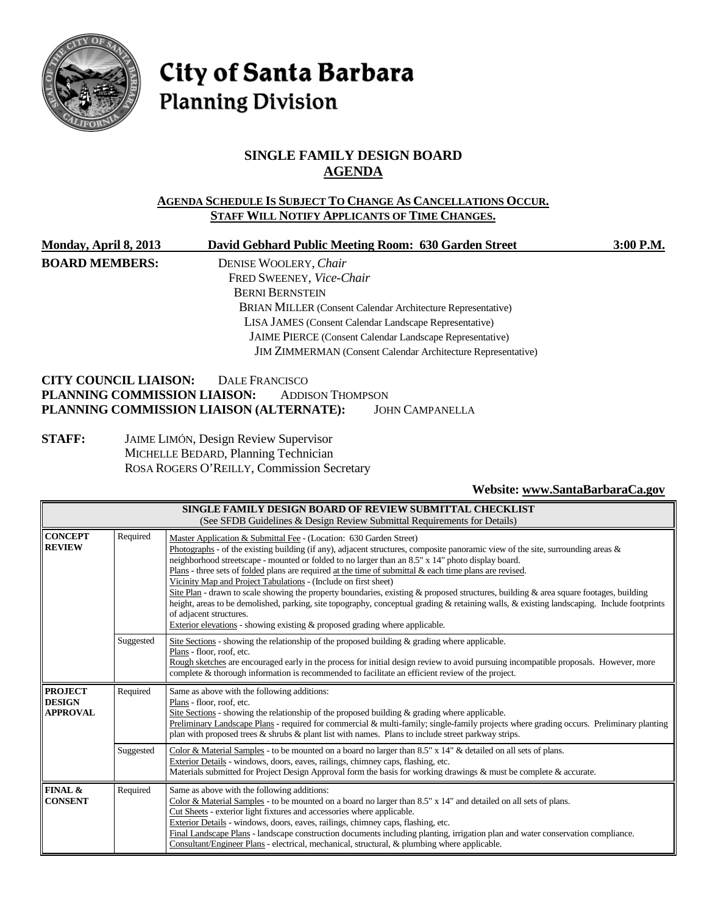# City of Santa Barbara
## Planning Division

## SINGLE FAMILY DESIGN BOARD
## AGENDA

**AGENDA SCHEDULE IS SUBJECT TO CHANGE AS CANCELLATIONS OCCUR.**
**STAFF WILL NOTIFY APPLICANTS OF TIME CHANGES.**

**Monday, April 8, 2013** | **David Gebhard Public Meeting Room: 630 Garden Street** | **3:00 P.M.**

**BOARD MEMBERS:**
DENISE WOOLERY, *Chair*
FRED SWEENEY, *Vice-Chair*
BERNI BERNSTEIN
BRIAN MILLER (Consent Calendar Architecture Representative)
LISA JAMES (Consent Calendar Landscape Representative)
JAIME PIERCE (Consent Calendar Landscape Representative)
JIM ZIMMERMAN (Consent Calendar Architecture Representative)

**CITY COUNCIL LIAISON:** DALE FRANCISCO
**PLANNING COMMISSION LIAISON:** ADDISON THOMPSON
**PLANNING COMMISSION LIAISON (ALTERNATE):** JOHN CAMPANELLA

**STAFF:**
JAIME LIMÓN, Design Review Supervisor
MICHELLE BEDARD, Planning Technician
ROSA ROGERS O'REILLY, Commission Secretary

**Website: www.SantaBarbaraCa.gov**

| SINGLE FAMILY DESIGN BOARD OF REVIEW SUBMITTAL CHECKLIST (See SFDB Guidelines & Design Review Submittal Requirements for Details) | | |
|---|---|---|
| **CONCEPT REVIEW** | Required | Master Application & Submittal Fee - (Location: 630 Garden Street)<br>Photographs - of the existing building (if any), adjacent structures, composite panoramic view of the site, surrounding areas & neighborhood streetscape - mounted or folded to no larger than an 8.5" x 14" photo display board.<br>Plans - three sets of folded plans are required at the time of submittal & each time plans are revised.<br>Vicinity Map and Project Tabulations - (Include on first sheet)<br>Site Plan - drawn to scale showing the property boundaries, existing & proposed structures, building & area square footages, building height, areas to be demolished, parking, site topography, conceptual grading & retaining walls, & existing landscaping. Include footprints of adjacent structures.<br>Exterior elevations - showing existing & proposed grading where applicable. |
| | Suggested | Site Sections - showing the relationship of the proposed building & grading where applicable.<br>Plans - floor, roof, etc.<br>Rough sketches are encouraged early in the process for initial design review to avoid pursuing incompatible proposals. However, more complete & thorough information is recommended to facilitate an efficient review of the project. |
| **PROJECT DESIGN APPROVAL** | Required | Same as above with the following additions:<br>Plans - floor, roof, etc.<br>Site Sections - showing the relationship of the proposed building & grading where applicable.<br>Preliminary Landscape Plans - required for commercial & multi-family; single-family projects where grading occurs. Preliminary planting plan with proposed trees & shrubs & plant list with names. Plans to include street parkway strips. |
| | Suggested | Color & Material Samples - to be mounted on a board no larger than 8.5" x 14" & detailed on all sets of plans.<br>Exterior Details - windows, doors, eaves, railings, chimney caps, flashing, etc.<br>Materials submitted for Project Design Approval form the basis for working drawings & must be complete & accurate. |
| **FINAL & CONSENT** | Required | Same as above with the following additions:<br>Color & Material Samples - to be mounted on a board no larger than 8.5" x 14" and detailed on all sets of plans.<br>Cut Sheets - exterior light fixtures and accessories where applicable.<br>Exterior Details - windows, doors, eaves, railings, chimney caps, flashing, etc.<br>Final Landscape Plans - landscape construction documents including planting, irrigation plan and water conservation compliance.<br>Consultant/Engineer Plans - electrical, mechanical, structural, & plumbing where applicable. |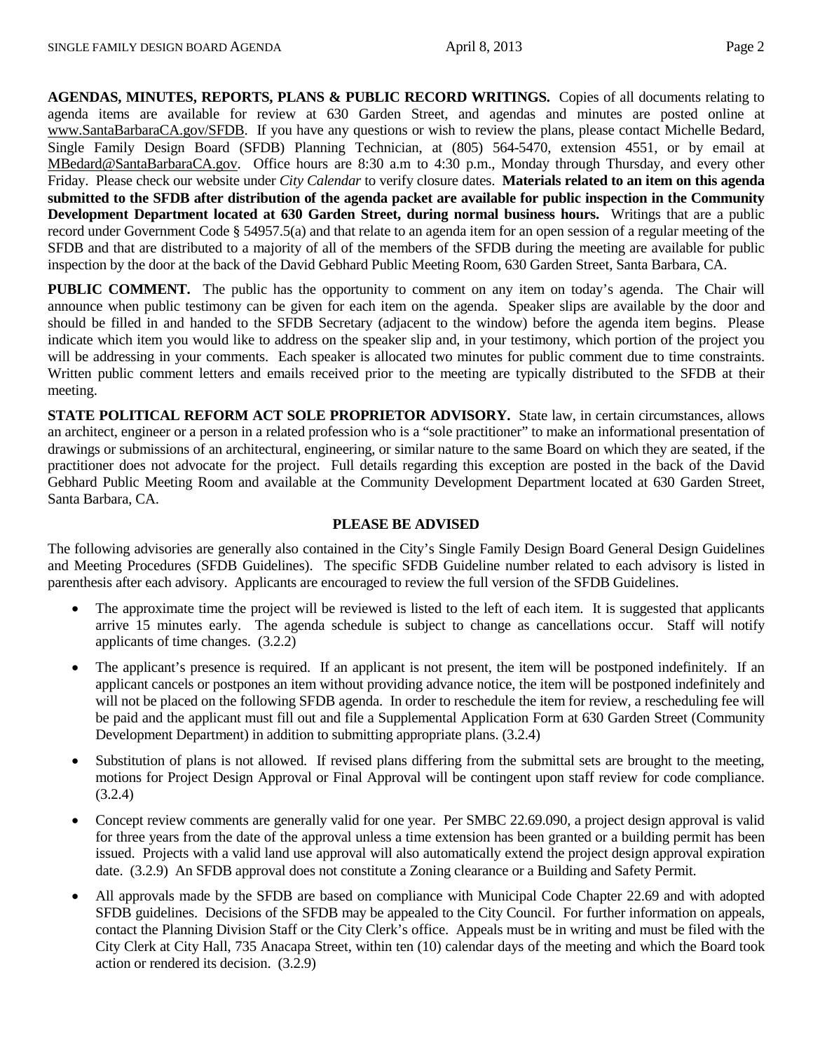**AGENDAS, MINUTES, REPORTS, PLANS & PUBLIC RECORD WRITINGS.** Copies of all documents relating to agenda items are available for review at 630 Garden Street, and agendas and minutes are posted online at www.SantaBarbaraCA.gov/SFDB. If you have any questions or wish to review the plans, please contact Michelle Bedard, Single Family Design Board (SFDB) Planning Technician, at (805) 564-5470, extension 4551, or by email at MBedard@SantaBarbaraCA.gov. Office hours are 8:30 a.m to 4:30 p.m., Monday through Thursday, and every other Friday. Please check our website under *City Calendar* to verify closure dates. **Materials related to an item on this agenda submitted to the SFDB after distribution of the agenda packet are available for public inspection in the Community Development Department located at 630 Garden Street, during normal business hours.** Writings that are a public record under Government Code § 54957.5(a) and that relate to an agenda item for an open session of a regular meeting of the SFDB and that are distributed to a majority of all of the members of the SFDB during the meeting are available for public inspection by the door at the back of the David Gebhard Public Meeting Room, 630 Garden Street, Santa Barbara, CA.

**PUBLIC COMMENT.** The public has the opportunity to comment on any item on today's agenda. The Chair will announce when public testimony can be given for each item on the agenda. Speaker slips are available by the door and should be filled in and handed to the SFDB Secretary (adjacent to the window) before the agenda item begins. Please indicate which item you would like to address on the speaker slip and, in your testimony, which portion of the project you will be addressing in your comments. Each speaker is allocated two minutes for public comment due to time constraints. Written public comment letters and emails received prior to the meeting are typically distributed to the SFDB at their meeting.

**STATE POLITICAL REFORM ACT SOLE PROPRIETOR ADVISORY.** State law, in certain circumstances, allows an architect, engineer or a person in a related profession who is a "sole practitioner" to make an informational presentation of drawings or submissions of an architectural, engineering, or similar nature to the same Board on which they are seated, if the practitioner does not advocate for the project. Full details regarding this exception are posted in the back of the David Gebhard Public Meeting Room and available at the Community Development Department located at 630 Garden Street, Santa Barbara, CA.

**PLEASE BE ADVISED**

The following advisories are generally also contained in the City's Single Family Design Board General Design Guidelines and Meeting Procedures (SFDB Guidelines). The specific SFDB Guideline number related to each advisory is listed in parenthesis after each advisory. Applicants are encouraged to review the full version of the SFDB Guidelines.

- The approximate time the project will be reviewed is listed to the left of each item. It is suggested that applicants arrive 15 minutes early. The agenda schedule is subject to change as cancellations occur. Staff will notify applicants of time changes. (3.2.2)
- The applicant's presence is required. If an applicant is not present, the item will be postponed indefinitely. If an applicant cancels or postpones an item without providing advance notice, the item will be postponed indefinitely and will not be placed on the following SFDB agenda. In order to reschedule the item for review, a rescheduling fee will be paid and the applicant must fill out and file a Supplemental Application Form at 630 Garden Street (Community Development Department) in addition to submitting appropriate plans. (3.2.4)
- Substitution of plans is not allowed. If revised plans differing from the submittal sets are brought to the meeting, motions for Project Design Approval or Final Approval will be contingent upon staff review for code compliance. (3.2.4)
- Concept review comments are generally valid for one year. Per SMBC 22.69.090, a project design approval is valid for three years from the date of the approval unless a time extension has been granted or a building permit has been issued. Projects with a valid land use approval will also automatically extend the project design approval expiration date. (3.2.9) An SFDB approval does not constitute a Zoning clearance or a Building and Safety Permit.
- All approvals made by the SFDB are based on compliance with Municipal Code Chapter 22.69 and with adopted SFDB guidelines. Decisions of the SFDB may be appealed to the City Council. For further information on appeals, contact the Planning Division Staff or the City Clerk's office. Appeals must be in writing and must be filed with the City Clerk at City Hall, 735 Anacapa Street, within ten (10) calendar days of the meeting and which the Board took action or rendered its decision. (3.2.9)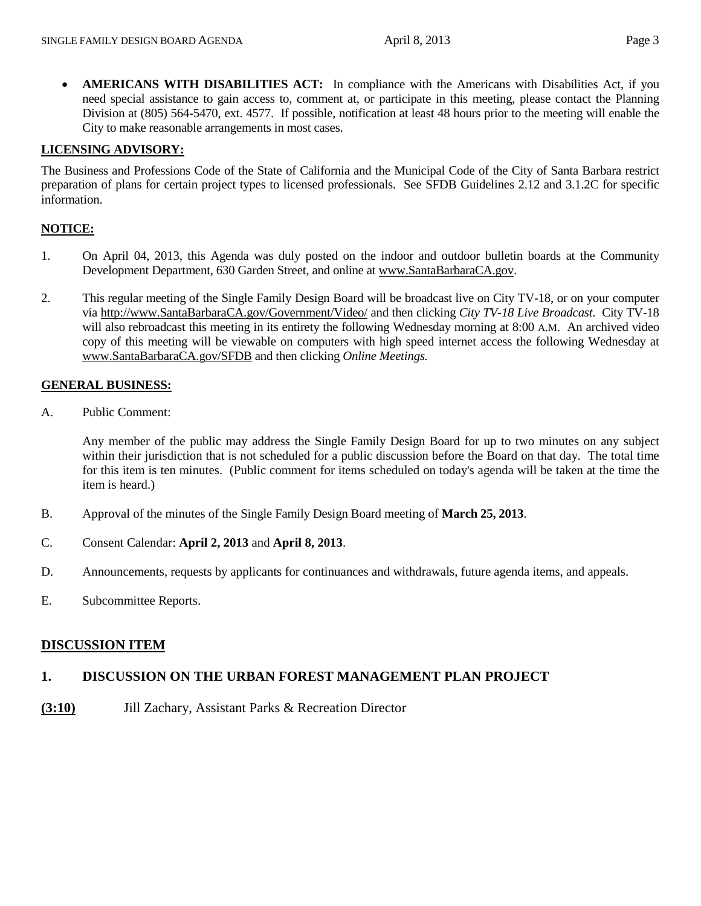- **AMERICANS WITH DISABILITIES ACT:** In compliance with the Americans with Disabilities Act, if you need special assistance to gain access to, comment at, or participate in this meeting, please contact the Planning Division at (805) 564-5470, ext. 4577. If possible, notification at least 48 hours prior to the meeting will enable the City to make reasonable arrangements in most cases.

**LICENSING ADVISORY:**

The Business and Professions Code of the State of California and the Municipal Code of the City of Santa Barbara restrict preparation of plans for certain project types to licensed professionals. See SFDB Guidelines 2.12 and 3.1.2C for specific information.

**NOTICE:**

1. On April 04, 2013, this Agenda was duly posted on the indoor and outdoor bulletin boards at the Community Development Department, 630 Garden Street, and online at www.SantaBarbaraCA.gov.

2. This regular meeting of the Single Family Design Board will be broadcast live on City TV-18, or on your computer via http://www.SantaBarbaraCA.gov/Government/Video/ and then clicking *City TV-18 Live Broadcast*. City TV-18 will also rebroadcast this meeting in its entirety the following Wednesday morning at 8:00 A.M. An archived video copy of this meeting will be viewable on computers with high speed internet access the following Wednesday at www.SantaBarbaraCA.gov/SFDB and then clicking *Online Meetings.*

**GENERAL BUSINESS:**

A. Public Comment:

   Any member of the public may address the Single Family Design Board for up to two minutes on any subject within their jurisdiction that is not scheduled for a public discussion before the Board on that day. The total time for this item is ten minutes. (Public comment for items scheduled on today's agenda will be taken at the time the item is heard.)

B. Approval of the minutes of the Single Family Design Board meeting of **March 25, 2013**.

C. Consent Calendar: **April 2, 2013** and **April 8, 2013**.

D. Announcements, requests by applicants for continuances and withdrawals, future agenda items, and appeals.

E. Subcommittee Reports.

## DISCUSSION ITEM

### 1. DISCUSSION ON THE URBAN FOREST MANAGEMENT PLAN PROJECT

**(3:10)** Jill Zachary, Assistant Parks & Recreation Director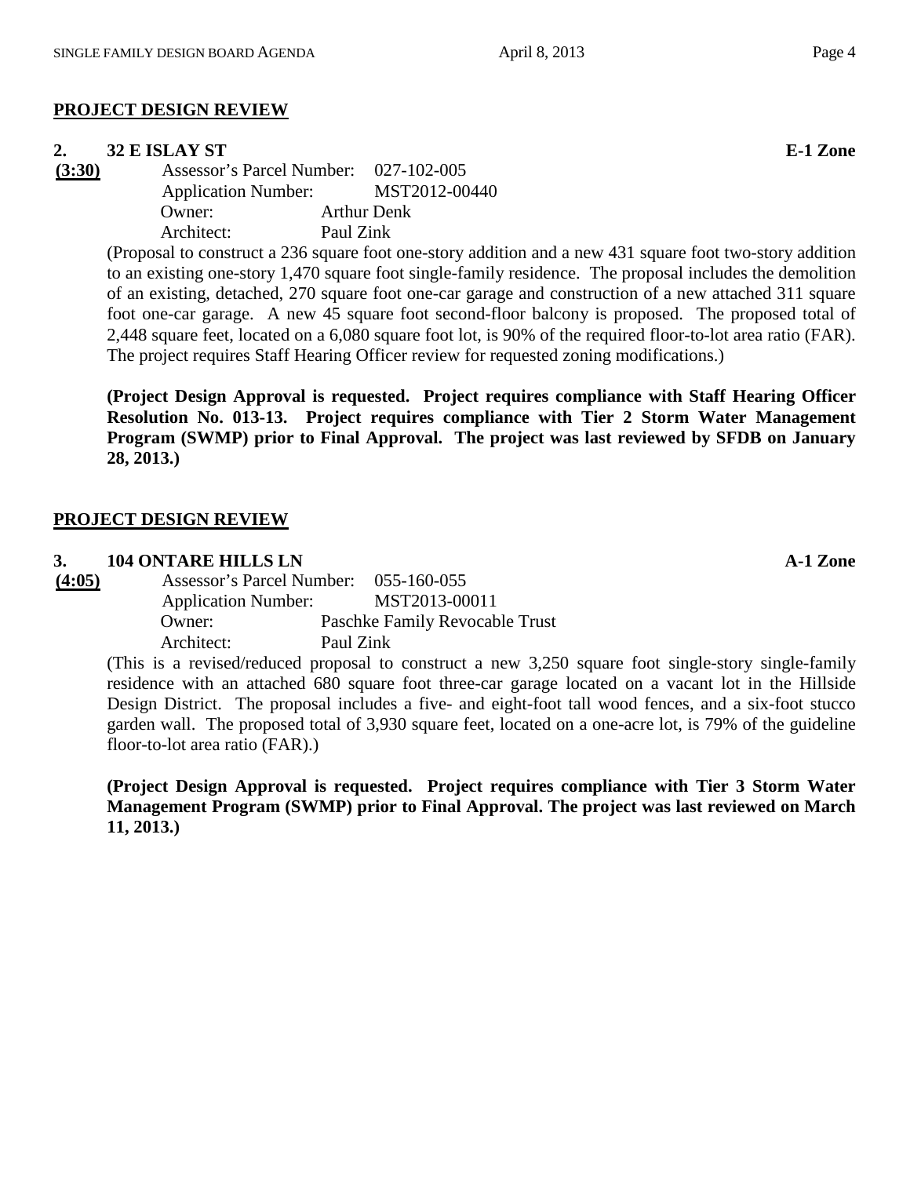## PROJECT DESIGN REVIEW

**2. 32 E ISLAY ST** **E-1 Zone**

**(3:30)**

Assessor's Parcel Number: 027-102-005
Application Number: MST2012-00440
Owner: Arthur Denk
Architect: Paul Zink

(Proposal to construct a 236 square foot one-story addition and a new 431 square foot two-story addition to an existing one-story 1,470 square foot single-family residence. The proposal includes the demolition of an existing, detached, 270 square foot one-car garage and construction of a new attached 311 square foot one-car garage. A new 45 square foot second-floor balcony is proposed. The proposed total of 2,448 square feet, located on a 6,080 square foot lot, is 90% of the required floor-to-lot area ratio (FAR). The project requires Staff Hearing Officer review for requested zoning modifications.)

**(Project Design Approval is requested. Project requires compliance with Staff Hearing Officer Resolution No. 013-13. Project requires compliance with Tier 2 Storm Water Management Program (SWMP) prior to Final Approval. The project was last reviewed by SFDB on January 28, 2013.)**

## PROJECT DESIGN REVIEW

**3. 104 ONTARE HILLS LN** **A-1 Zone**

**(4:05)**

Assessor's Parcel Number: 055-160-055
Application Number: MST2013-00011
Owner: Paschke Family Revocable Trust
Architect: Paul Zink

(This is a revised/reduced proposal to construct a new 3,250 square foot single-story single-family residence with an attached 680 square foot three-car garage located on a vacant lot in the Hillside Design District. The proposal includes a five- and eight-foot tall wood fences, and a six-foot stucco garden wall. The proposed total of 3,930 square feet, located on a one-acre lot, is 79% of the guideline floor-to-lot area ratio (FAR).)

**(Project Design Approval is requested. Project requires compliance with Tier 3 Storm Water Management Program (SWMP) prior to Final Approval. The project was last reviewed on March 11, 2013.)**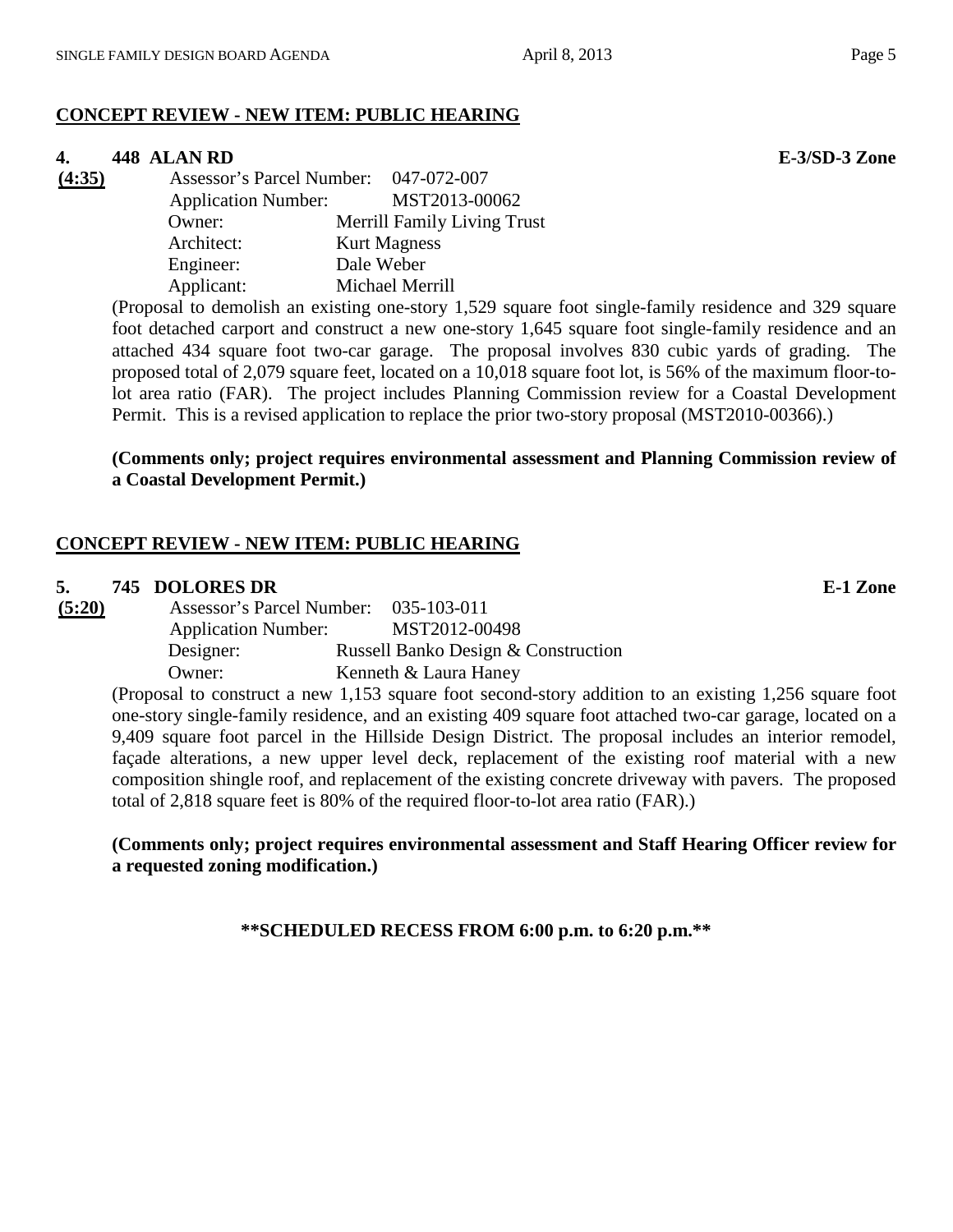**CONCEPT REVIEW - NEW ITEM: PUBLIC HEARING**

**4. 448 ALAN RD** **E-3/SD-3 Zone**

**(4:35)**

Assessor's Parcel Number: 047-072-007
Application Number: MST2013-00062
Owner: Merrill Family Living Trust
Architect: Kurt Magness
Engineer: Dale Weber
Applicant: Michael Merrill

(Proposal to demolish an existing one-story 1,529 square foot single-family residence and 329 square foot detached carport and construct a new one-story 1,645 square foot single-family residence and an attached 434 square foot two-car garage. The proposal involves 830 cubic yards of grading. The proposed total of 2,079 square feet, located on a 10,018 square foot lot, is 56% of the maximum floor-to-lot area ratio (FAR). The project includes Planning Commission review for a Coastal Development Permit. This is a revised application to replace the prior two-story proposal (MST2010-00366).)

**(Comments only; project requires environmental assessment and Planning Commission review of a Coastal Development Permit.)**

**CONCEPT REVIEW - NEW ITEM: PUBLIC HEARING**

**5. 745 DOLORES DR** **E-1 Zone**

**(5:20)**

Assessor's Parcel Number: 035-103-011
Application Number: MST2012-00498
Designer: Russell Banko Design & Construction
Owner: Kenneth & Laura Haney

(Proposal to construct a new 1,153 square foot second-story addition to an existing 1,256 square foot one-story single-family residence, and an existing 409 square foot attached two-car garage, located on a 9,409 square foot parcel in the Hillside Design District. The proposal includes an interior remodel, façade alterations, a new upper level deck, replacement of the existing roof material with a new composition shingle roof, and replacement of the existing concrete driveway with pavers. The proposed total of 2,818 square feet is 80% of the required floor-to-lot area ratio (FAR).)

**(Comments only; project requires environmental assessment and Staff Hearing Officer review for a requested zoning modification.)**

**\*\*SCHEDULED RECESS FROM 6:00 p.m. to 6:20 p.m.\*\***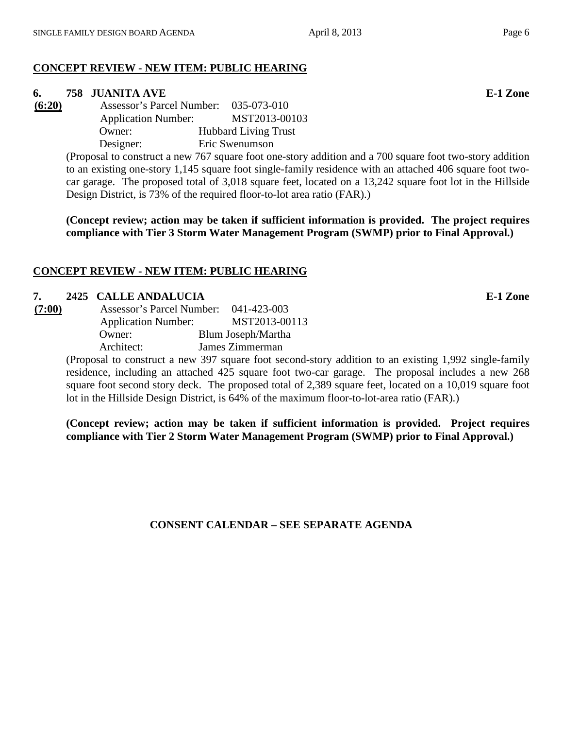## CONCEPT REVIEW - NEW ITEM: PUBLIC HEARING

**6. 758 JUANITA AVE** **E-1 Zone**

**(6:20)**

Assessor's Parcel Number: 035-073-010
Application Number: MST2013-00103
Owner: Hubbard Living Trust
Designer: Eric Swenumson

(Proposal to construct a new 767 square foot one-story addition and a 700 square foot two-story addition to an existing one-story 1,145 square foot single-family residence with an attached 406 square foot two-car garage. The proposed total of 3,018 square feet, located on a 13,242 square foot lot in the Hillside Design District, is 73% of the required floor-to-lot area ratio (FAR).)

**(Concept review; action may be taken if sufficient information is provided. The project requires compliance with Tier 3 Storm Water Management Program (SWMP) prior to Final Approval.)**

## CONCEPT REVIEW - NEW ITEM: PUBLIC HEARING

**7. 2425 CALLE ANDALUCIA** **E-1 Zone**

**(7:00)**

Assessor's Parcel Number: 041-423-003
Application Number: MST2013-00113
Owner: Blum Joseph/Martha
Architect: James Zimmerman

(Proposal to construct a new 397 square foot second-story addition to an existing 1,992 single-family residence, including an attached 425 square foot two-car garage. The proposal includes a new 268 square foot second story deck. The proposed total of 2,389 square feet, located on a 10,019 square foot lot in the Hillside Design District, is 64% of the maximum floor-to-lot-area ratio (FAR).)

**(Concept review; action may be taken if sufficient information is provided. Project requires compliance with Tier 2 Storm Water Management Program (SWMP) prior to Final Approval.)**

**CONSENT CALENDAR – SEE SEPARATE AGENDA**